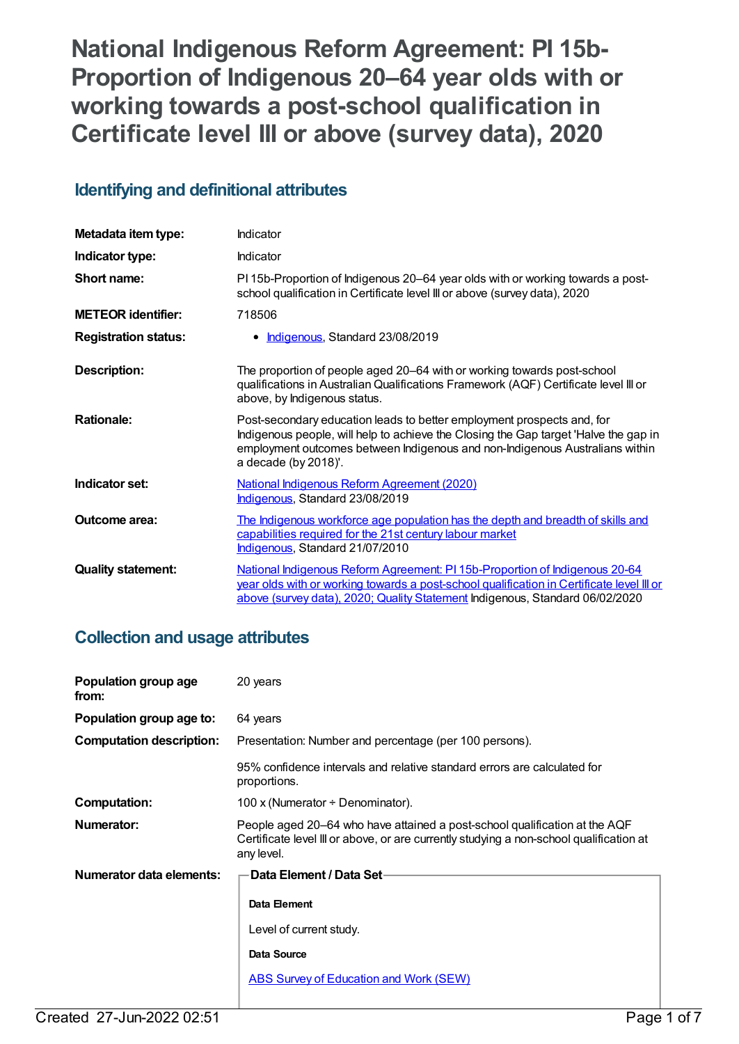# National Indigenous Reform Agreement: PI 15b-Proportion of Indigenous 20–64 year olds with or working towards a post-school qualification in Certificate level III or above (survey data), 2020

## Identifying and definitional attributes

| | |
|---|---|
| **Metadata item type:** | Indicator |
| **Indicator type:** | Indicator |
| **Short name:** | PI 15b-Proportion of Indigenous 20–64 year olds with or working towards a post-school qualification in Certificate level III or above (survey data), 2020 |
| **METEOR identifier:** | 718506 |
| **Registration status:** | • Indigenous, Standard 23/08/2019 |
| **Description:** | The proportion of people aged 20–64 with or working towards post-school qualifications in Australian Qualifications Framework (AQF) Certificate level III or above, by Indigenous status. |
| **Rationale:** | Post-secondary education leads to better employment prospects and, for Indigenous people, will help to achieve the Closing the Gap target 'Halve the gap in employment outcomes between Indigenous and non-Indigenous Australians within a decade (by 2018)'. |
| **Indicator set:** | National Indigenous Reform Agreement (2020) Indigenous, Standard 23/08/2019 |
| **Outcome area:** | The Indigenous workforce age population has the depth and breadth of skills and capabilities required for the 21st century labour market Indigenous, Standard 21/07/2010 |
| **Quality statement:** | National Indigenous Reform Agreement: PI 15b-Proportion of Indigenous 20-64 year olds with or working towards a post-school qualification in Certificate level III or above (survey data), 2020; Quality Statement Indigenous, Standard 06/02/2020 |

## Collection and usage attributes

| | |
|---|---|
| **Population group age from:** | 20 years |
| **Population group age to:** | 64 years |
| **Computation description:** | Presentation: Number and percentage (per 100 persons).<br><br>95% confidence intervals and relative standard errors are calculated for proportions. |
| **Computation:** | 100 x (Numerator ÷ Denominator). |
| **Numerator:** | People aged 20–64 who have attained a post-school qualification at the AQF Certificate level III or above, or are currently studying a non-school qualification at any level. |
| **Numerator data elements:** | **Data Element / Data Set**<br><br>**Data Element**<br><br>Level of current study.<br><br>**Data Source**<br><br>ABS Survey of Education and Work (SEW) |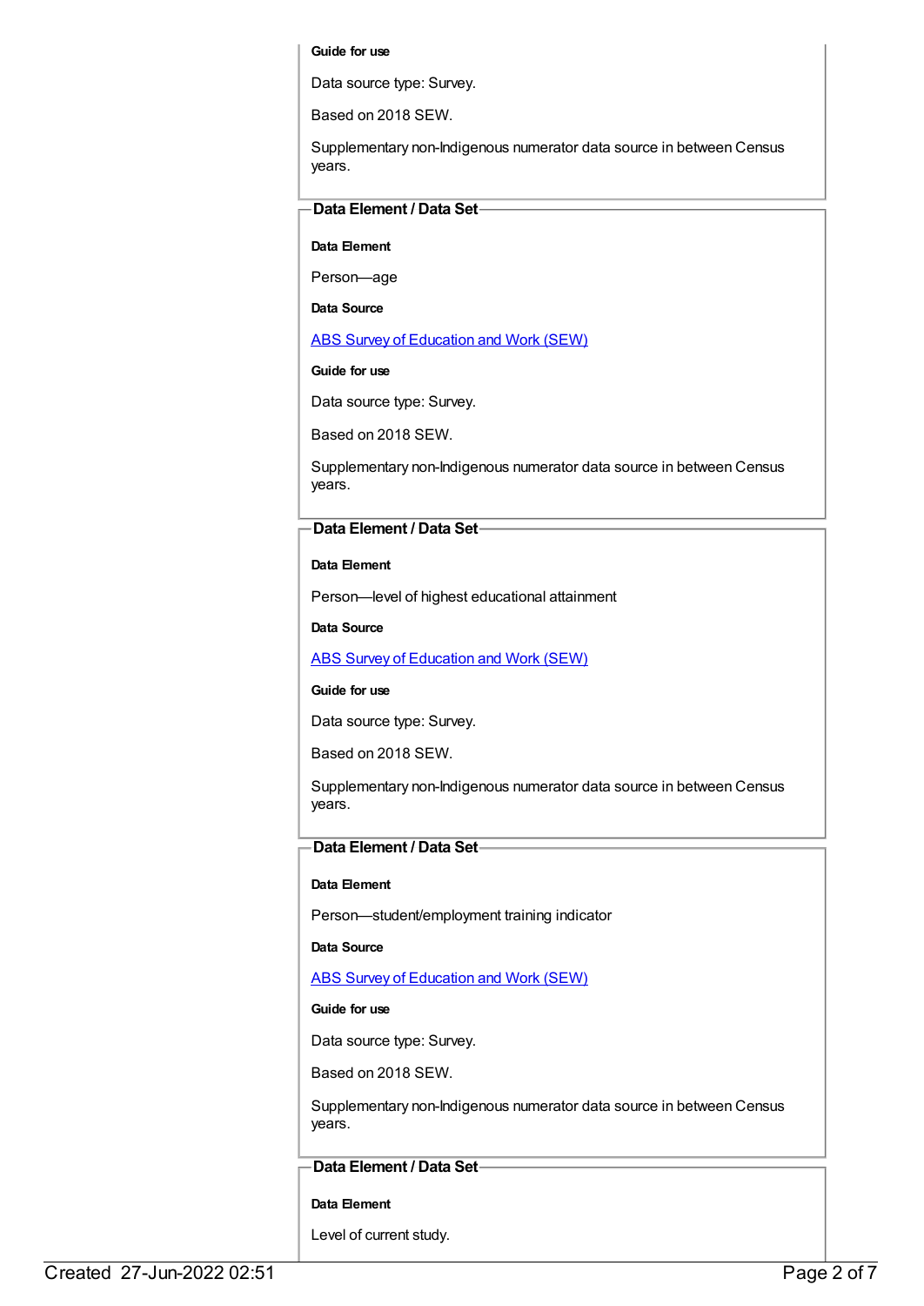**Guide for use**

Data source type: Survey.

Based on 2018 SEW.

Supplementary non-Indigenous numerator data source in between Census years.

### Data Element / Data Set

**Data Element**

Person—age

**Data Source**

[ABS Survey of Education and Work (SEW)]

**Guide for use**

Data source type: Survey.

Based on 2018 SEW.

Supplementary non-Indigenous numerator data source in between Census years.

### Data Element / Data Set

**Data Element**

Person—level of highest educational attainment

**Data Source**

[ABS Survey of Education and Work (SEW)]

**Guide for use**

Data source type: Survey.

Based on 2018 SEW.

Supplementary non-Indigenous numerator data source in between Census years.

### Data Element / Data Set

**Data Element**

Person—student/employment training indicator

**Data Source**

[ABS Survey of Education and Work (SEW)]

**Guide for use**

Data source type: Survey.

Based on 2018 SEW.

Supplementary non-Indigenous numerator data source in between Census years.

### Data Element / Data Set

**Data Element**

Level of current study.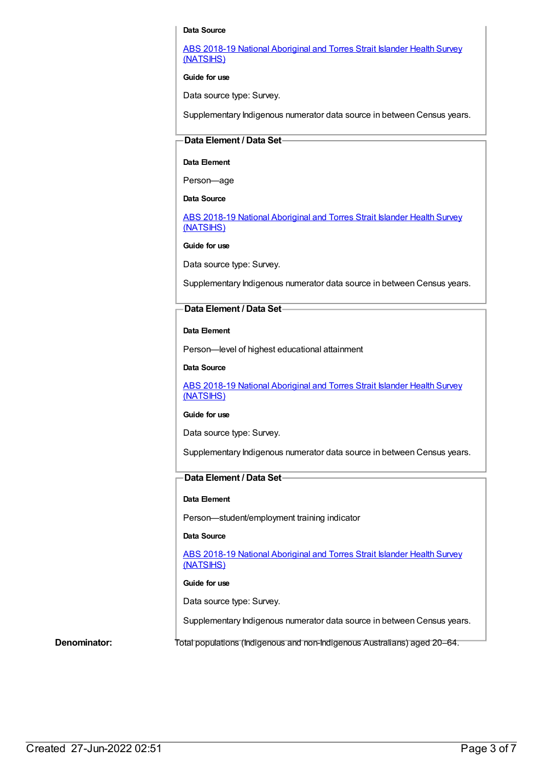**Data Source**

ABS 2018-19 National Aboriginal and Torres Strait Islander Health Survey (NATSIHS)

**Guide for use**

Data source type: Survey.

Supplementary Indigenous numerator data source in between Census years.

### Data Element / Data Set

**Data Element**

Person—age

**Data Source**

ABS 2018-19 National Aboriginal and Torres Strait Islander Health Survey (NATSIHS)

**Guide for use**

Data source type: Survey.

Supplementary Indigenous numerator data source in between Census years.

### Data Element / Data Set

**Data Element**

Person—level of highest educational attainment

**Data Source**

ABS 2018-19 National Aboriginal and Torres Strait Islander Health Survey (NATSIHS)

**Guide for use**

Data source type: Survey.

Supplementary Indigenous numerator data source in between Census years.

### Data Element / Data Set

**Data Element**

Person—student/employment training indicator

**Data Source**

ABS 2018-19 National Aboriginal and Torres Strait Islander Health Survey (NATSIHS)

**Guide for use**

Data source type: Survey.

Supplementary Indigenous numerator data source in between Census years.

**Denominator:** Total populations (Indigenous and non-Indigenous Australians) aged 20–64.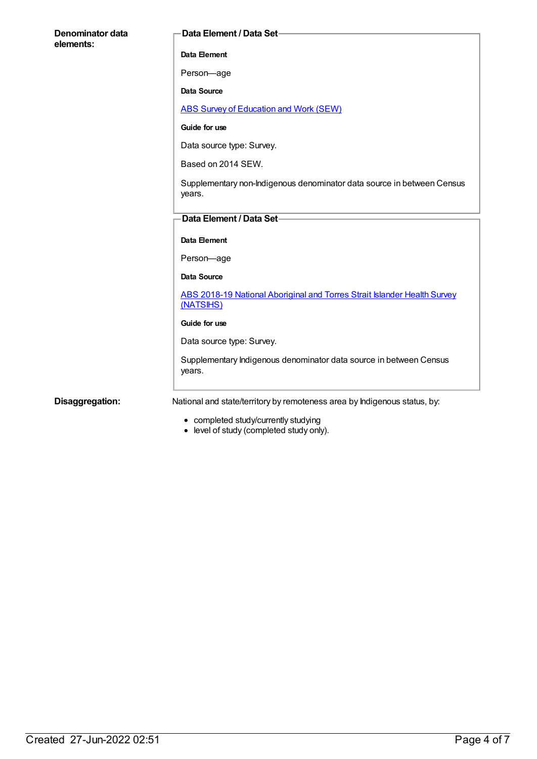**Denominator data elements:**

**Data Element / Data Set**

**Data Element**

Person—age

**Data Source**

ABS Survey of Education and Work (SEW)

**Guide for use**

Data source type: Survey.

Based on 2014 SEW.

Supplementary non-Indigenous denominator data source in between Census years.

**Data Element / Data Set**

**Data Element**

Person—age

**Data Source**

ABS 2018-19 National Aboriginal and Torres Strait Islander Health Survey (NATSIHS)

**Guide for use**

Data source type: Survey.

Supplementary Indigenous denominator data source in between Census years.

**Disaggregation:**

National and state/territory by remoteness area by Indigenous status, by:

- completed study/currently studying
- level of study (completed study only).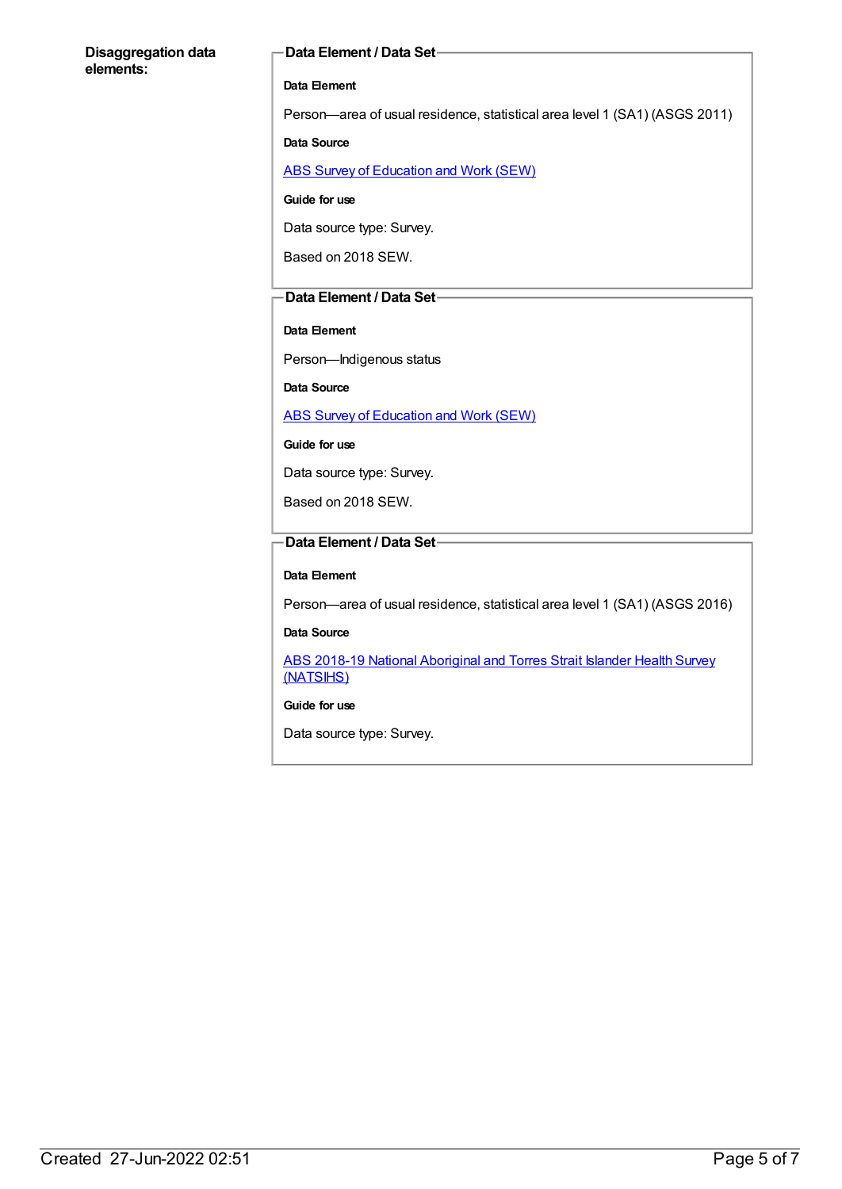**Disaggregation data elements:**

**Data Element / Data Set**

**Data Element**

Person—area of usual residence, statistical area level 1 (SA1) (ASGS 2011)

**Data Source**

ABS Survey of Education and Work (SEW)

**Guide for use**

Data source type: Survey.

Based on 2018 SEW.

**Data Element / Data Set**

**Data Element**

Person—Indigenous status

**Data Source**

ABS Survey of Education and Work (SEW)

**Guide for use**

Data source type: Survey.

Based on 2018 SEW.

**Data Element / Data Set**

**Data Element**

Person—area of usual residence, statistical area level 1 (SA1) (ASGS 2016)

**Data Source**

ABS 2018-19 National Aboriginal and Torres Strait Islander Health Survey (NATSIHS)

**Guide for use**

Data source type: Survey.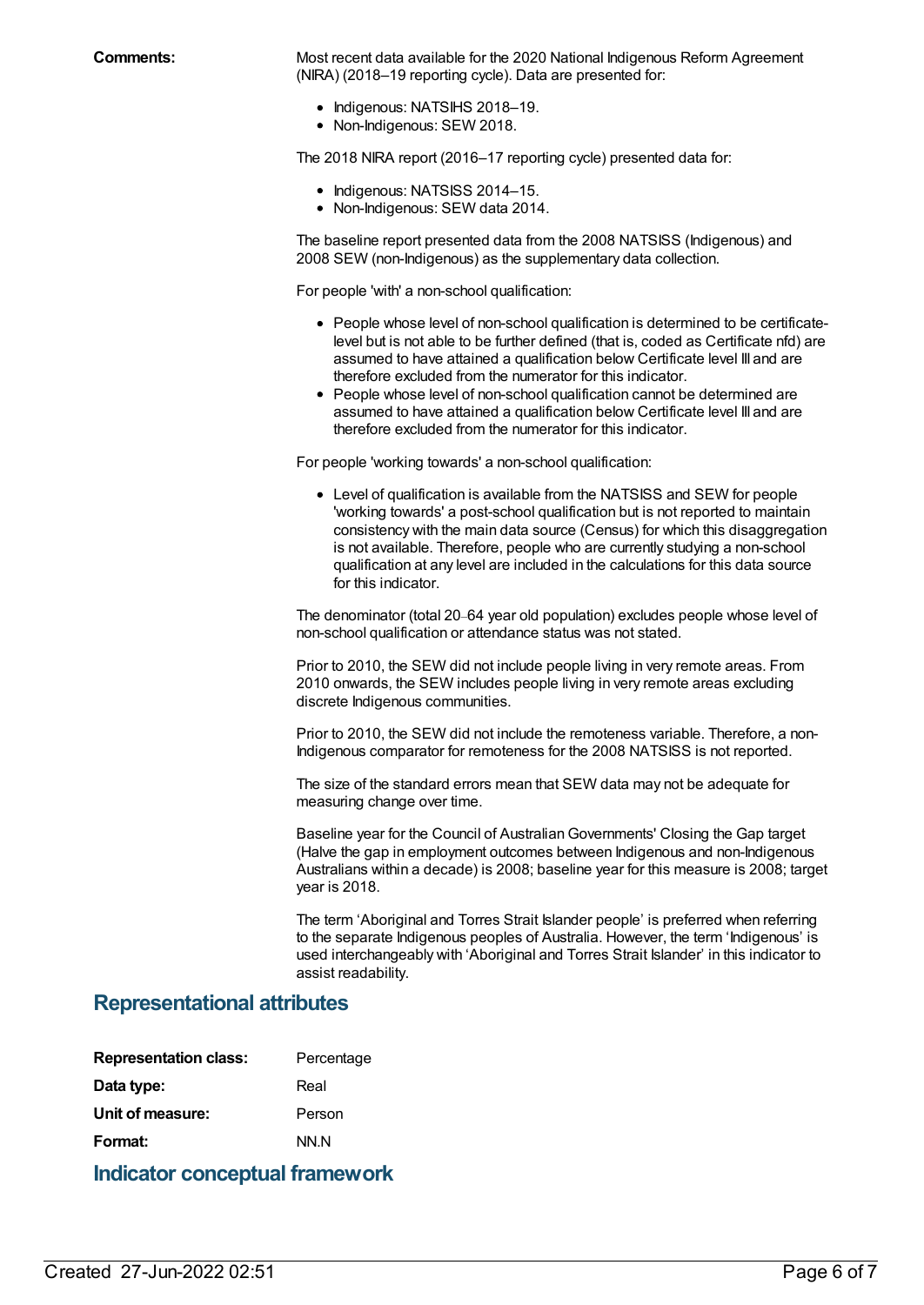**Comments:**

Most recent data available for the 2020 National Indigenous Reform Agreement (NIRA) (2018–19 reporting cycle). Data are presented for:

- Indigenous: NATSIHS 2018–19.
- Non-Indigenous: SEW 2018.

The 2018 NIRA report (2016–17 reporting cycle) presented data for:

- Indigenous: NATSISS 2014–15.
- Non-Indigenous: SEW data 2014.

The baseline report presented data from the 2008 NATSISS (Indigenous) and 2008 SEW (non-Indigenous) as the supplementary data collection.

For people 'with' a non-school qualification:

- People whose level of non-school qualification is determined to be certificate-level but is not able to be further defined (that is, coded as Certificate nfd) are assumed to have attained a qualification below Certificate level III and are therefore excluded from the numerator for this indicator.
- People whose level of non-school qualification cannot be determined are assumed to have attained a qualification below Certificate level III and are therefore excluded from the numerator for this indicator.

For people 'working towards' a non-school qualification:

- Level of qualification is available from the NATSISS and SEW for people 'working towards' a post-school qualification but is not reported to maintain consistency with the main data source (Census) for which this disaggregation is not available. Therefore, people who are currently studying a non-school qualification at any level are included in the calculations for this data source for this indicator.

The denominator (total 20–64 year old population) excludes people whose level of non-school qualification or attendance status was not stated.

Prior to 2010, the SEW did not include people living in very remote areas. From 2010 onwards, the SEW includes people living in very remote areas excluding discrete Indigenous communities.

Prior to 2010, the SEW did not include the remoteness variable. Therefore, a non-Indigenous comparator for remoteness for the 2008 NATSISS is not reported.

The size of the standard errors mean that SEW data may not be adequate for measuring change over time.

Baseline year for the Council of Australian Governments' Closing the Gap target (Halve the gap in employment outcomes between Indigenous and non-Indigenous Australians within a decade) is 2008; baseline year for this measure is 2008; target year is 2018.

The term 'Aboriginal and Torres Strait Islander people' is preferred when referring to the separate Indigenous peoples of Australia. However, the term 'Indigenous' is used interchangeably with 'Aboriginal and Torres Strait Islander' in this indicator to assist readability.

## Representational attributes

**Representation class:** Percentage

**Data type:** Real

**Unit of measure:** Person

**Format:** NN.N

## Indicator conceptual framework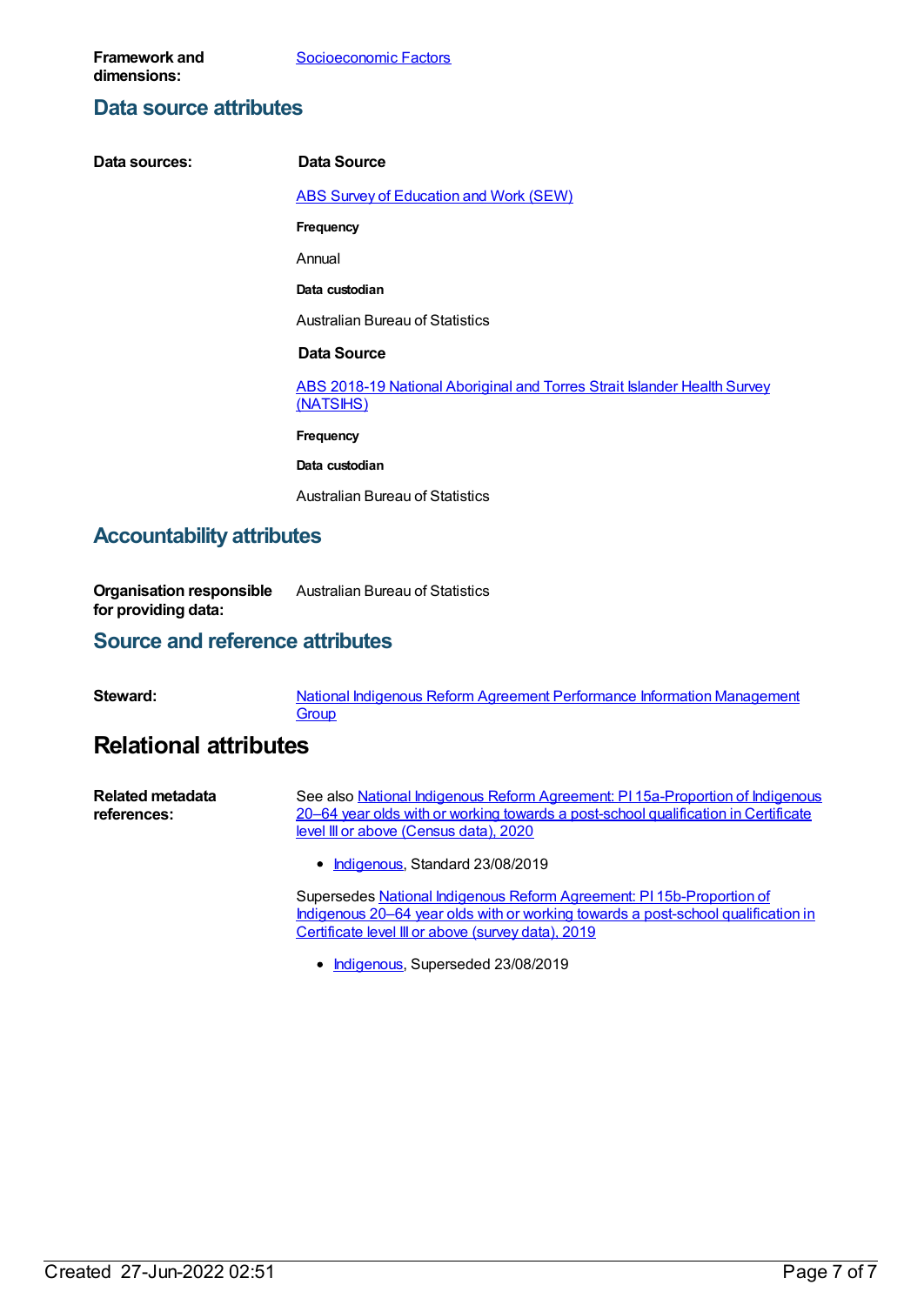**Framework and dimensions:** Socioeconomic Factors

## Data source attributes

**Data sources:**

**Data Source**

ABS Survey of Education and Work (SEW)

**Frequency**

Annual

**Data custodian**

Australian Bureau of Statistics

**Data Source**

ABS 2018-19 National Aboriginal and Torres Strait Islander Health Survey (NATSIHS)

**Frequency**

**Data custodian**

Australian Bureau of Statistics

## Accountability attributes

**Organisation responsible for providing data:** Australian Bureau of Statistics

## Source and reference attributes

**Steward:** National Indigenous Reform Agreement Performance Information Management Group

# Relational attributes

**Related metadata references:**

See also National Indigenous Reform Agreement: PI 15a-Proportion of Indigenous 20–64 year olds with or working towards a post-school qualification in Certificate level III or above (Census data), 2020

- Indigenous, Standard 23/08/2019

Supersedes National Indigenous Reform Agreement: PI 15b-Proportion of Indigenous 20–64 year olds with or working towards a post-school qualification in Certificate level III or above (survey data), 2019

- Indigenous, Superseded 23/08/2019